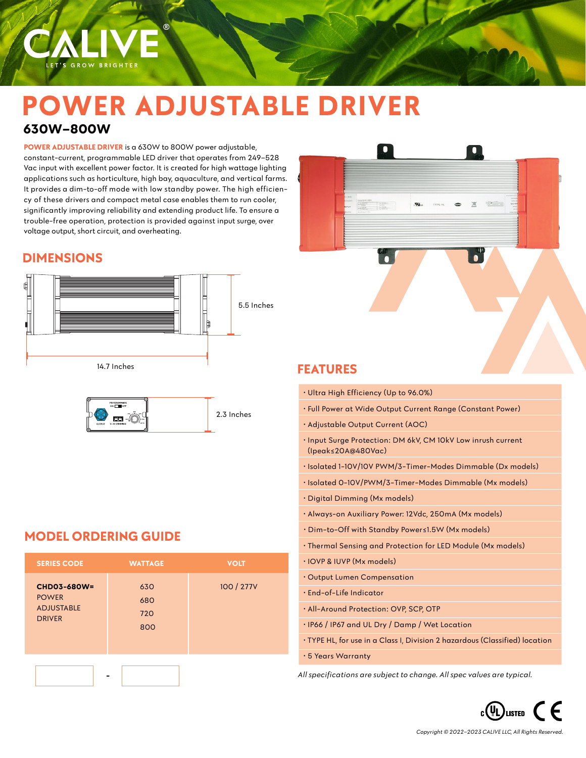CALIVE®

LET'S GROW BRIGHTER

# POWER ADJUSTABLE DRIVER

## 630W–800W

**POWER ADJUSTABLE DRIVER** is a 630W to 800W power adjustable, constant-current, programmable LED driver that operates from 249–528 Vac input with excellent power factor. It is created for high wattage lighting applications such as horticulture, high bay, aquaculture, and vertical farms. It provides a dim-to-off mode with low standby power. The high efficiency of these drivers and compact metal case enables them to run cooler, significantly improving reliability and extending product life. To ensure a trouble-free operation, protection is provided against input surge, over voltage output, short circuit, and overheating.

## DIMENSIONS

5.5 Inches

14.7 Inches

2.3 Inches

## FEATURES

- Ultra High Efficiency (Up to 96.0%)
- Full Power at Wide Output Current Range (Constant Power)
- Adjustable Output Current (AOC)
- Input Surge Protection: DM 6kV, CM 10kV Low inrush current (Ipeak≤20A@480Vac)
- Isolated 1-10V/10V PWM/3-Timer-Modes Dimmable (Dx models)
- Isolated 0-10V/PWM/3-Timer-Modes Dimmable (Mx models)
- Digital Dimming (Mx models)
- Always-on Auxiliary Power: 12Vdc, 250mA (Mx models)
- Dim-to-Off with Standby Power≤1.5W (Mx models)
- Thermal Sensing and Protection for LED Module (Mx models)
- IOVP & IUVP (Mx models)
- Output Lumen Compensation
- End-of-Life Indicator
- All-Around Protection: OVP, SCP, OTP
- IP66 / IP67 and UL Dry / Damp / Wet Location
- TYPE HL, for use in a Class I, Division 2 hazardous (Classified) location
- 5 Years Warranty

*All specifications are subject to change. All spec values are typical.*

## MODEL ORDERING GUIDE

| SERIES CODE | WATTAGE | VOLT |
|---|---|---|
| **CHD03-680W=** POWER ADJUSTABLE DRIVER | 630<br>680<br>720<br>800 | 100 / 277V |

\_\_\_\_\_\_ - \_\_\_\_\_\_

cULus LISTED CE

*Copyright © 2022–2023 CALIVE LLC, All Rights Reserved.*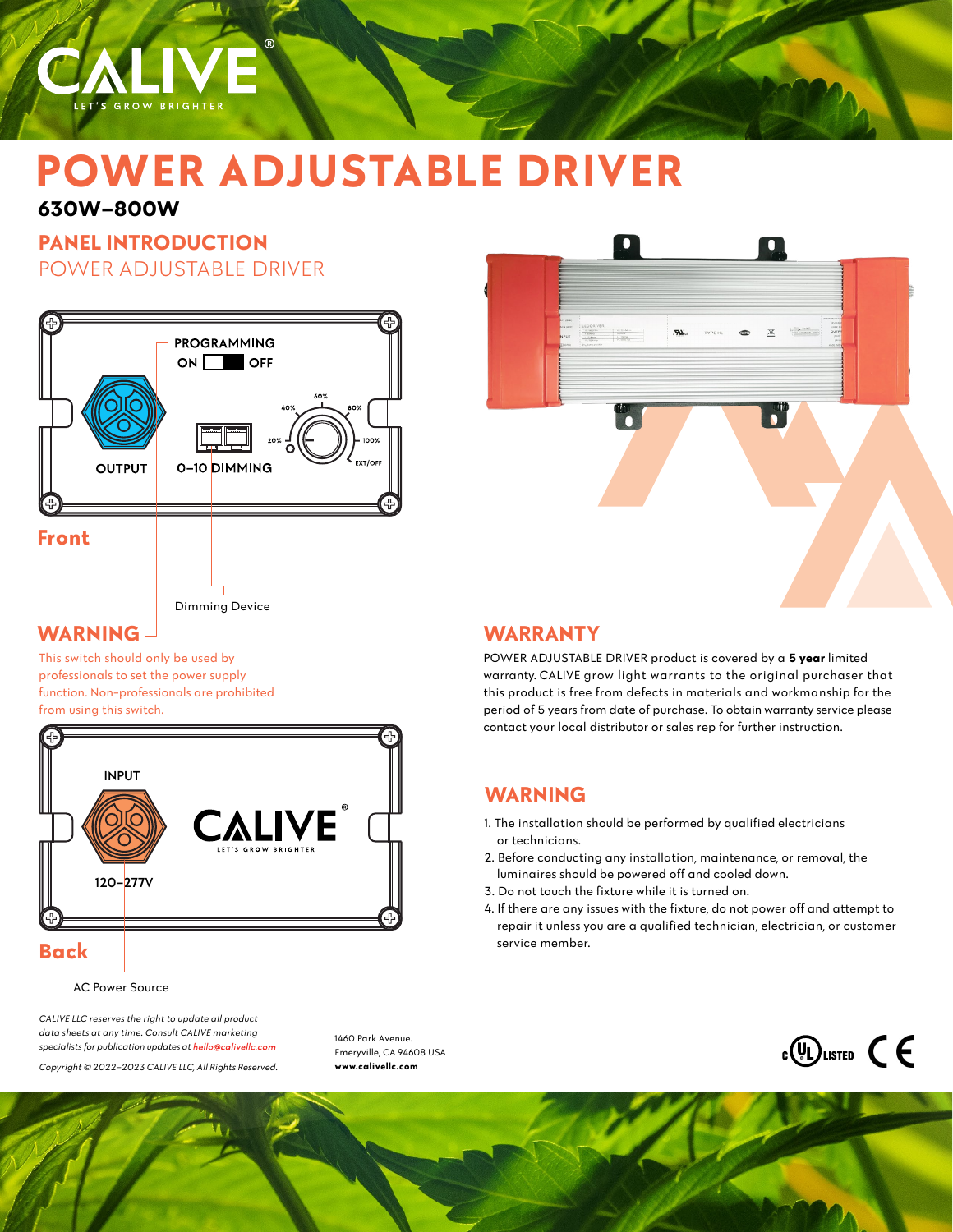# POWER ADJUSTABLE DRIVER

**630W–800W**

## PANEL INTRODUCTION

POWER ADJUSTABLE DRIVER

PROGRAMMING
ON OFF

OUTPUT

0–10 DIMMING

20% 40% 60% 80% 100% EXT/OFF

**Front**

Dimming Device

## WARNING

This switch should only be used by professionals to set the power supply function. Non-professionals are prohibited from using this switch.

INPUT

120–277V

**Back**

AC Power Source

## WARRANTY

POWER ADJUSTABLE DRIVER product is covered by a **5 year** limited warranty. CALIVE grow light warrants to the original purchaser that this product is free from defects in materials and workmanship for the period of 5 years from date of purchase. To obtain warranty service please contact your local distributor or sales rep for further instruction.

## WARNING

1. The installation should be performed by qualified electricians or technicians.
2. Before conducting any installation, maintenance, or removal, the luminaires should be powered off and cooled down.
3. Do not touch the fixture while it is turned on.
4. If there are any issues with the fixture, do not power off and attempt to repair it unless you are a qualified technician, electrician, or customer service member.

*CALIVE LLC reserves the right to update all product data sheets at any time. Consult CALIVE marketing specialists for publication updates at hello@calivellc.com*

*Copyright © 2022–2023 CALIVE LLC, All Rights Reserved.*

1460 Park Avenue.
Emeryville, CA 94608 USA
**www.calivellc.com**